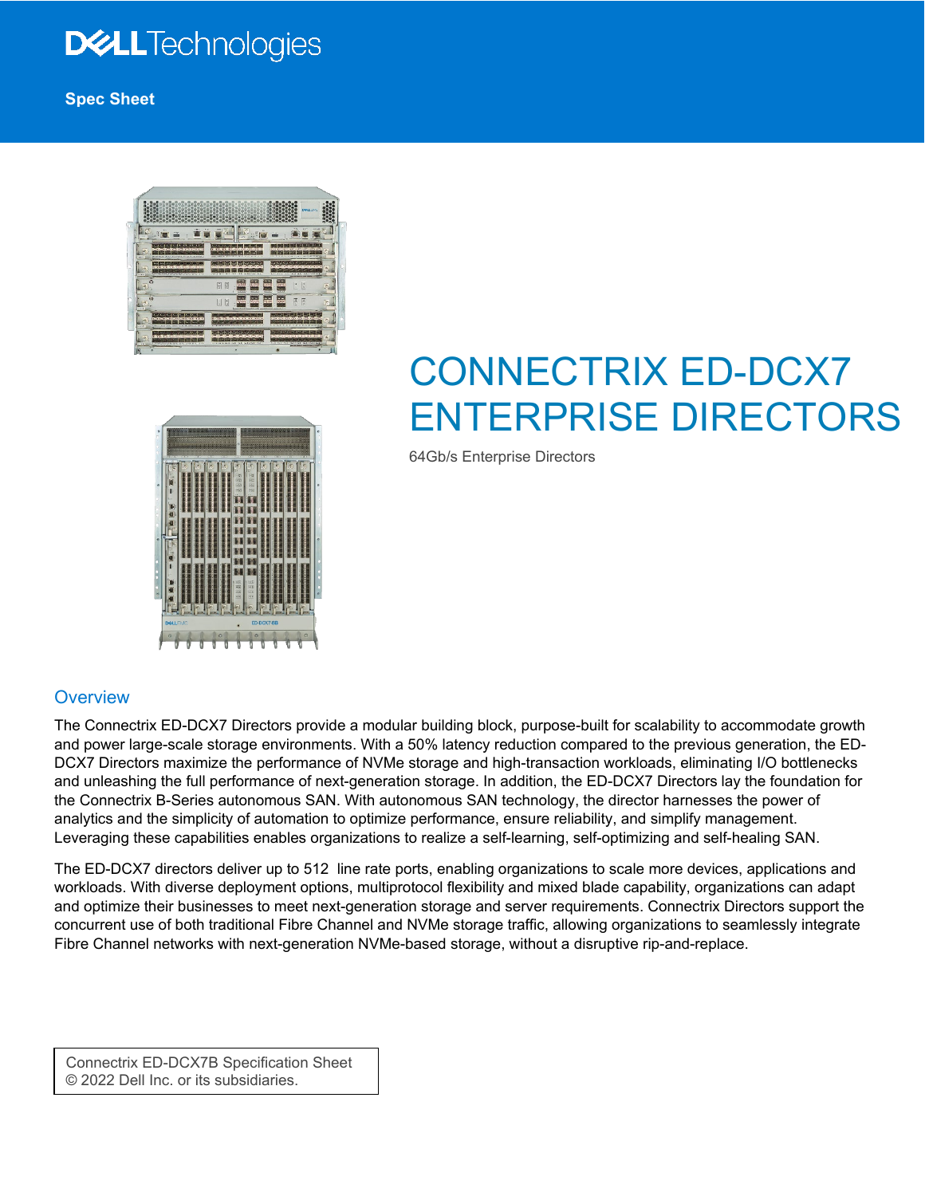Spec Sheet

# CONNECTRIX ED-DCX7 ENTERPRISE DIRECTORS

64Gb/s Enterprise Directors

## Overview

The Connectrix ED-DCX7 Directors provide a modular building block, purpose-built for scalability to accommodate growth and power large-scale storage environments. With a 50% latency reduction compared to the previous generation, the ED-DCX7 Directors maximize the performance of NVMe storage and high-transaction workloads, eliminating I/O bottlenecks and unleashing the full performance of next-generation storage. In addition, the ED-DCX7 Directors lay the foundation for the Connectrix B-Series autonomous SAN. With autonomous SAN technology, the director harnesses the power of analytics and the simplicity of automation to optimize performance, ensure reliability, and simplify management. Leveraging these capabilities enables organizations to realize a self-learning, self-optimizing and self-healing SAN.

The ED-DCX7 directors deliver up to 512 line rate ports, enabling organizations to scale more devices, applications and workloads. With diverse deployment options, multiprotocol flexibility and mixed blade capability, organizations can adapt and optimize their businesses to meet next-generation storage and server requirements. Connectrix Directors support the concurrent use of both traditional Fibre Channel and NVMe storage traffic, allowing organizations to seamlessly integrate Fibre Channel networks with next-generation NVMe-based storage, without a disruptive rip-and-replace.

Connectrix ED-DCX7B Specification Sheet
© 2022 Dell Inc. or its subsidiaries.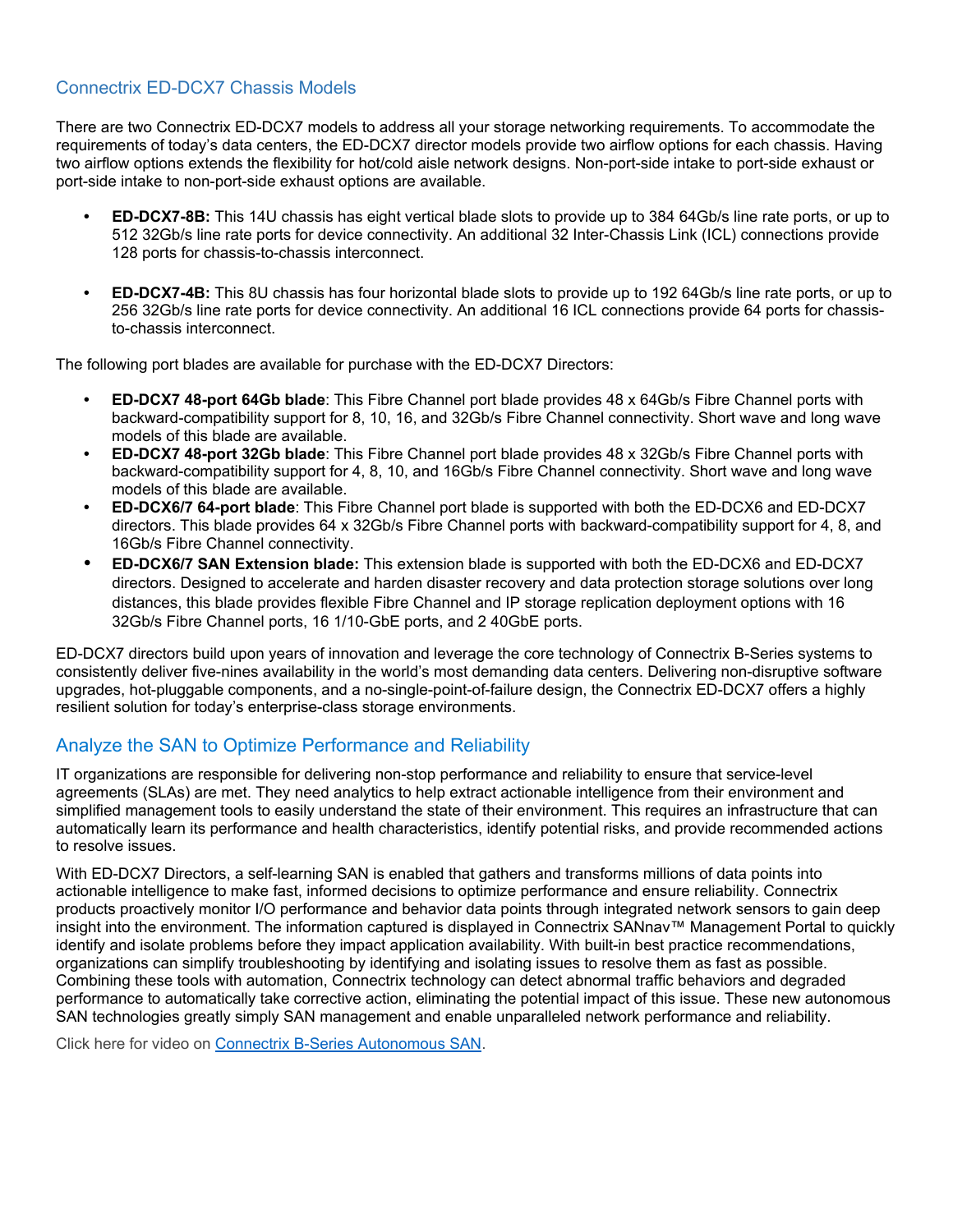## Connectrix ED-DCX7 Chassis Models

There are two Connectrix ED-DCX7 models to address all your storage networking requirements. To accommodate the requirements of today's data centers, the ED-DCX7 director models provide two airflow options for each chassis. Having two airflow options extends the flexibility for hot/cold aisle network designs. Non-port-side intake to port-side exhaust or port-side intake to non-port-side exhaust options are available.

- **ED-DCX7-8B:** This 14U chassis has eight vertical blade slots to provide up to 384 64Gb/s line rate ports, or up to 512 32Gb/s line rate ports for device connectivity. An additional 32 Inter-Chassis Link (ICL) connections provide 128 ports for chassis-to-chassis interconnect.

- **ED-DCX7-4B:** This 8U chassis has four horizontal blade slots to provide up to 192 64Gb/s line rate ports, or up to 256 32Gb/s line rate ports for device connectivity. An additional 16 ICL connections provide 64 ports for chassis-to-chassis interconnect.

The following port blades are available for purchase with the ED-DCX7 Directors:

- **ED-DCX7 48-port 64Gb blade**: This Fibre Channel port blade provides 48 x 64Gb/s Fibre Channel ports with backward-compatibility support for 8, 10, 16, and 32Gb/s Fibre Channel connectivity. Short wave and long wave models of this blade are available.
- **ED-DCX7 48-port 32Gb blade**: This Fibre Channel port blade provides 48 x 32Gb/s Fibre Channel ports with backward-compatibility support for 4, 8, 10, and 16Gb/s Fibre Channel connectivity. Short wave and long wave models of this blade are available.
- **ED-DCX6/7 64-port blade**: This Fibre Channel port blade is supported with both the ED-DCX6 and ED-DCX7 directors. This blade provides 64 x 32Gb/s Fibre Channel ports with backward-compatibility support for 4, 8, and 16Gb/s Fibre Channel connectivity.
- **ED-DCX6/7 SAN Extension blade:** This extension blade is supported with both the ED-DCX6 and ED-DCX7 directors. Designed to accelerate and harden disaster recovery and data protection storage solutions over long distances, this blade provides flexible Fibre Channel and IP storage replication deployment options with 16 32Gb/s Fibre Channel ports, 16 1/10-GbE ports, and 2 40GbE ports.

ED-DCX7 directors build upon years of innovation and leverage the core technology of Connectrix B-Series systems to consistently deliver five-nines availability in the world's most demanding data centers. Delivering non-disruptive software upgrades, hot-pluggable components, and a no-single-point-of-failure design, the Connectrix ED-DCX7 offers a highly resilient solution for today's enterprise-class storage environments.

## Analyze the SAN to Optimize Performance and Reliability

IT organizations are responsible for delivering non-stop performance and reliability to ensure that service-level agreements (SLAs) are met. They need analytics to help extract actionable intelligence from their environment and simplified management tools to easily understand the state of their environment. This requires an infrastructure that can automatically learn its performance and health characteristics, identify potential risks, and provide recommended actions to resolve issues.

With ED-DCX7 Directors, a self-learning SAN is enabled that gathers and transforms millions of data points into actionable intelligence to make fast, informed decisions to optimize performance and ensure reliability. Connectrix products proactively monitor I/O performance and behavior data points through integrated network sensors to gain deep insight into the environment. The information captured is displayed in Connectrix SANnav™ Management Portal to quickly identify and isolate problems before they impact application availability. With built-in best practice recommendations, organizations can simplify troubleshooting by identifying and isolating issues to resolve them as fast as possible. Combining these tools with automation, Connectrix technology can detect abnormal traffic behaviors and degraded performance to automatically take corrective action, eliminating the potential impact of this issue. These new autonomous SAN technologies greatly simply SAN management and enable unparalleled network performance and reliability.

Click here for video on [Connectrix B-Series Autonomous SAN](#).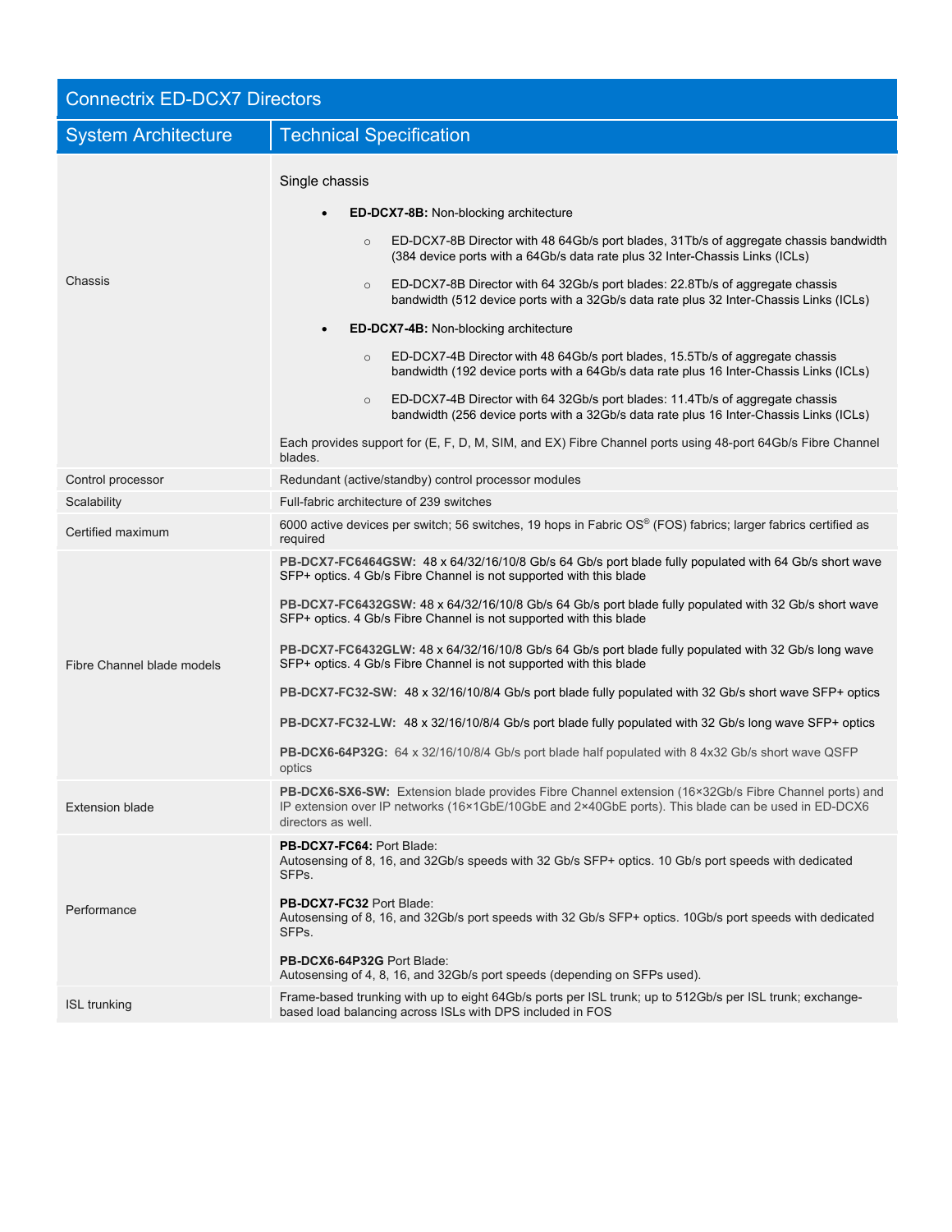## Connectrix ED-DCX7 Directors

| System Architecture | Technical Specification |
| --- | --- |
| Chassis | Single chassis<br>• **ED-DCX7-8B:** Non-blocking architecture<br>&nbsp;&nbsp;○ ED-DCX7-8B Director with 48 64Gb/s port blades, 31Tb/s of aggregate chassis bandwidth (384 device ports with a 64Gb/s data rate plus 32 Inter-Chassis Links (ICLs)<br>&nbsp;&nbsp;○ ED-DCX7-8B Director with 64 32Gb/s port blades: 22.8Tb/s of aggregate chassis bandwidth (512 device ports with a 32Gb/s data rate plus 32 Inter-Chassis Links (ICLs)<br>• **ED-DCX7-4B:** Non-blocking architecture<br>&nbsp;&nbsp;○ ED-DCX7-4B Director with 48 64Gb/s port blades, 15.5Tb/s of aggregate chassis bandwidth (192 device ports with a 64Gb/s data rate plus 16 Inter-Chassis Links (ICLs)<br>&nbsp;&nbsp;○ ED-DCX7-4B Director with 64 32Gb/s port blades: 11.4Tb/s of aggregate chassis bandwidth (256 device ports with a 32Gb/s data rate plus 16 Inter-Chassis Links (ICLs)<br>Each provides support for (E, F, D, M, SIM, and EX) Fibre Channel ports using 48-port 64Gb/s Fibre Channel blades. |
| Control processor | Redundant (active/standby) control processor modules |
| Scalability | Full-fabric architecture of 239 switches |
| Certified maximum | 6000 active devices per switch; 56 switches, 19 hops in Fabric OS® (FOS) fabrics; larger fabrics certified as required |
| Fibre Channel blade models | **PB-DCX7-FC6464GSW:** 48 x 64/32/16/10/8 Gb/s 64 Gb/s port blade fully populated with 64 Gb/s short wave SFP+ optics. 4 Gb/s Fibre Channel is not supported with this blade<br><br>**PB-DCX7-FC6432GSW:** 48 x 64/32/16/10/8 Gb/s 64 Gb/s port blade fully populated with 32 Gb/s short wave SFP+ optics. 4 Gb/s Fibre Channel is not supported with this blade<br><br>**PB-DCX7-FC6432GLW:** 48 x 64/32/16/10/8 Gb/s 64 Gb/s port blade fully populated with 32 Gb/s long wave SFP+ optics. 4 Gb/s Fibre Channel is not supported with this blade<br><br>**PB-DCX7-FC32-SW:** 48 x 32/16/10/8/4 Gb/s port blade fully populated with 32 Gb/s short wave SFP+ optics<br><br>**PB-DCX7-FC32-LW:** 48 x 32/16/10/8/4 Gb/s port blade fully populated with 32 Gb/s long wave SFP+ optics<br><br>**PB-DCX6-64P32G:** 64 x 32/16/10/8/4 Gb/s port blade half populated with 8 4x32 Gb/s short wave QSFP optics |
| Extension blade | **PB-DCX6-SX6-SW:** Extension blade provides Fibre Channel extension (16×32Gb/s Fibre Channel ports) and IP extension over IP networks (16×1GbE/10GbE and 2×40GbE ports). This blade can be used in ED-DCX6 directors as well. |
| Performance | **PB-DCX7-FC64:** Port Blade:<br>Autosensing of 8, 16, and 32Gb/s speeds with 32 Gb/s SFP+ optics. 10 Gb/s port speeds with dedicated SFPs.<br><br>**PB-DCX7-FC32** Port Blade:<br>Autosensing of 8, 16, and 32Gb/s port speeds with 32 Gb/s SFP+ optics. 10Gb/s port speeds with dedicated SFPs.<br><br>**PB-DCX6-64P32G** Port Blade:<br>Autosensing of 4, 8, 16, and 32Gb/s port speeds (depending on SFPs used). |
| ISL trunking | Frame-based trunking with up to eight 64Gb/s ports per ISL trunk; up to 512Gb/s per ISL trunk; exchange-based load balancing across ISLs with DPS included in FOS |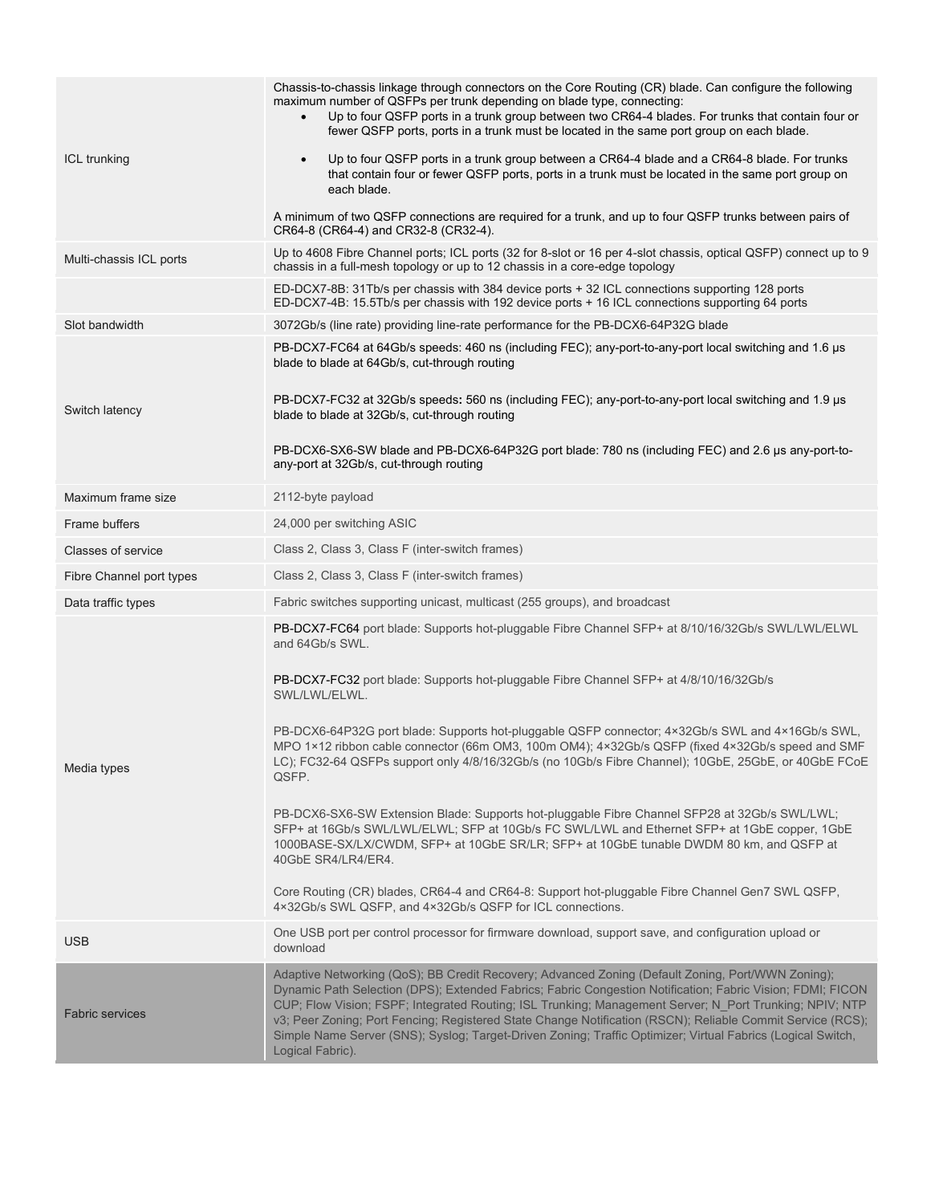| | |
|---|---|
| ICL trunking | Chassis-to-chassis linkage through connectors on the Core Routing (CR) blade. Can configure the following maximum number of QSFPs per trunk depending on blade type, connecting:<br>• Up to four QSFP ports in a trunk group between two CR64-4 blades. For trunks that contain four or fewer QSFP ports, ports in a trunk must be located in the same port group on each blade.<br>• Up to four QSFP ports in a trunk group between a CR64-4 blade and a CR64-8 blade. For trunks that contain four or fewer QSFP ports, ports in a trunk must be located in the same port group on each blade.<br><br>A minimum of two QSFP connections are required for a trunk, and up to four QSFP trunks between pairs of CR64-8 (CR64-4) and CR32-8 (CR32-4). |
| Multi-chassis ICL ports | Up to 4608 Fibre Channel ports; ICL ports (32 for 8-slot or 16 per 4-slot chassis, optical QSFP) connect up to 9 chassis in a full-mesh topology or up to 12 chassis in a core-edge topology |
| | ED-DCX7-8B: 31Tb/s per chassis with 384 device ports + 32 ICL connections supporting 128 ports<br>ED-DCX7-4B: 15.5Tb/s per chassis with 192 device ports + 16 ICL connections supporting 64 ports |
| Slot bandwidth | 3072Gb/s (line rate) providing line-rate performance for the PB-DCX6-64P32G blade |
| Switch latency | PB-DCX7-FC64 at 64Gb/s speeds: 460 ns (including FEC); any-port-to-any-port local switching and 1.6 μs blade to blade at 64Gb/s, cut-through routing<br><br>PB-DCX7-FC32 at 32Gb/s speeds: 560 ns (including FEC); any-port-to-any-port local switching and 1.9 μs blade to blade at 32Gb/s, cut-through routing<br><br>PB-DCX6-SX6-SW blade and PB-DCX6-64P32G port blade: 780 ns (including FEC) and 2.6 μs any-port-to-any-port at 32Gb/s, cut-through routing |
| Maximum frame size | 2112-byte payload |
| Frame buffers | 24,000 per switching ASIC |
| Classes of service | Class 2, Class 3, Class F (inter-switch frames) |
| Fibre Channel port types | Class 2, Class 3, Class F (inter-switch frames) |
| Data traffic types | Fabric switches supporting unicast, multicast (255 groups), and broadcast |
| Media types | PB-DCX7-FC64 port blade: Supports hot-pluggable Fibre Channel SFP+ at 8/10/16/32Gb/s SWL/LWL/ELWL and 64Gb/s SWL.<br><br>PB-DCX7-FC32 port blade: Supports hot-pluggable Fibre Channel SFP+ at 4/8/10/16/32Gb/s SWL/LWL/ELWL.<br><br>PB-DCX6-64P32G port blade: Supports hot-pluggable QSFP connector; 4×32Gb/s SWL and 4×16Gb/s SWL, MPO 1×12 ribbon cable connector (66m OM3, 100m OM4); 4×32Gb/s QSFP (fixed 4×32Gb/s speed and SMF LC); FC32-64 QSFPs support only 4/8/16/32Gb/s (no 10Gb/s Fibre Channel); 10GbE, 25GbE, or 40GbE FCoE QSFP.<br><br>PB-DCX6-SX6-SW Extension Blade: Supports hot-pluggable Fibre Channel SFP28 at 32Gb/s SWL/LWL; SFP+ at 16Gb/s SWL/LWL/ELWL; SFP at 10Gb/s FC SWL/LWL and Ethernet SFP+ at 1GbE copper, 1GbE 1000BASE-SX/LX/CWDM, SFP+ at 10GbE SR/LR; SFP+ at 10GbE tunable DWDM 80 km, and QSFP at 40GbE SR4/LR4/ER4.<br><br>Core Routing (CR) blades, CR64-4 and CR64-8: Support hot-pluggable Fibre Channel Gen7 SWL QSFP, 4×32Gb/s SWL QSFP, and 4×32Gb/s QSFP for ICL connections. |
| USB | One USB port per control processor for firmware download, support save, and configuration upload or download |
| Fabric services | Adaptive Networking (QoS); BB Credit Recovery; Advanced Zoning (Default Zoning, Port/WWN Zoning); Dynamic Path Selection (DPS); Extended Fabrics; Fabric Congestion Notification; Fabric Vision; FDMI; FICON CUP; Flow Vision; FSPF; Integrated Routing; ISL Trunking; Management Server; N_Port Trunking; NPIV; NTP v3; Peer Zoning; Port Fencing; Registered State Change Notification (RSCN); Reliable Commit Service (RCS); Simple Name Server (SNS); Syslog; Target-Driven Zoning; Traffic Optimizer; Virtual Fabrics (Logical Switch, Logical Fabric). |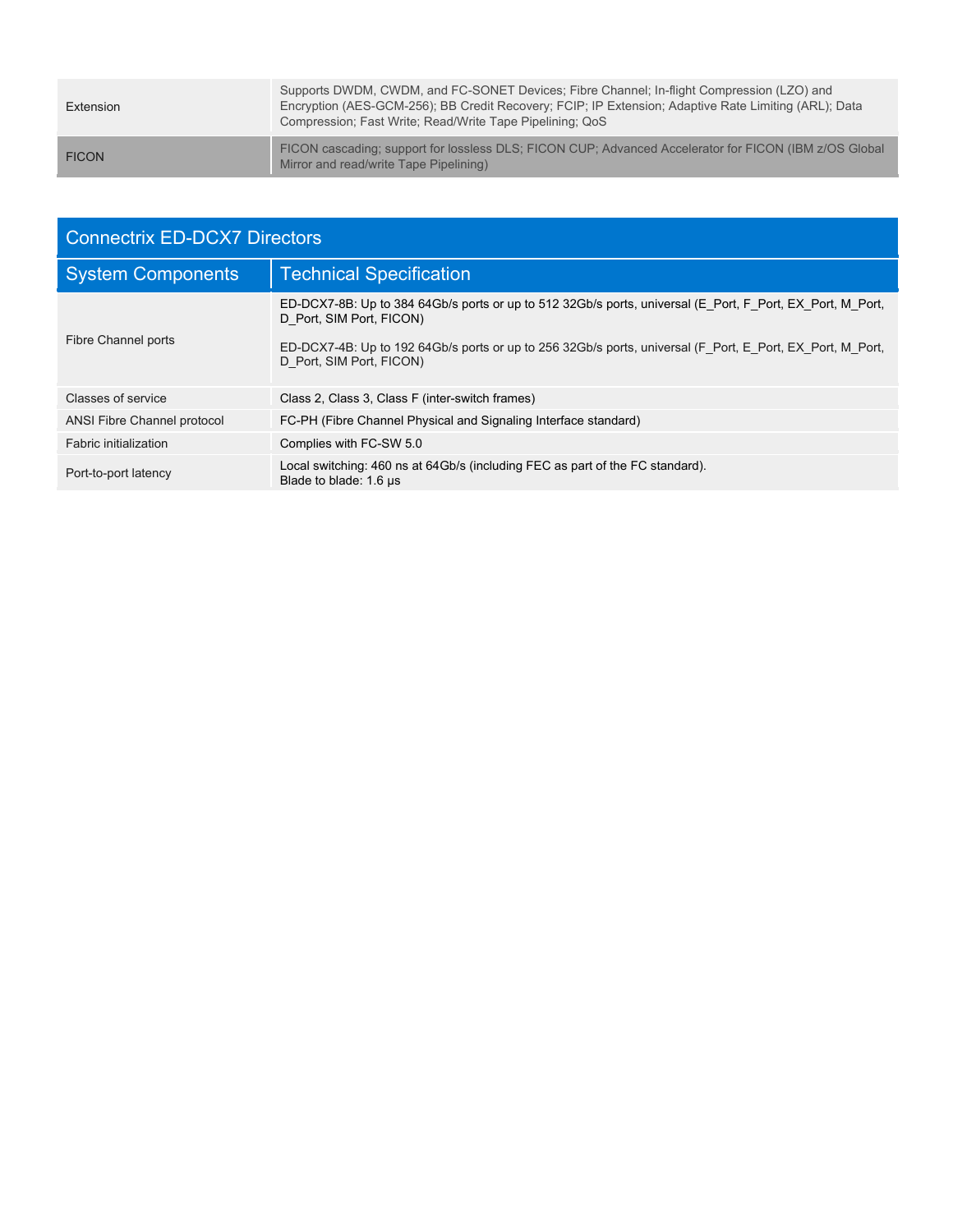| | |
|---|---|
| Extension | Supports DWDM, CWDM, and FC-SONET Devices; Fibre Channel; In-flight Compression (LZO) and Encryption (AES-GCM-256); BB Credit Recovery; FCIP; IP Extension; Adaptive Rate Limiting (ARL); Data Compression; Fast Write; Read/Write Tape Pipelining; QoS |
| FICON | FICON cascading; support for lossless DLS; FICON CUP; Advanced Accelerator for FICON (IBM z/OS Global Mirror and read/write Tape Pipelining) |

## Connectrix ED-DCX7 Directors

| System Components | Technical Specification |
|---|---|
| Fibre Channel ports | ED-DCX7-8B: Up to 384 64Gb/s ports or up to 512 32Gb/s ports, universal (E_Port, F_Port, EX_Port, M_Port, D_Port, SIM Port, FICON)<br><br>ED-DCX7-4B: Up to 192 64Gb/s ports or up to 256 32Gb/s ports, universal (F_Port, E_Port, EX_Port, M_Port, D_Port, SIM Port, FICON) |
| Classes of service | Class 2, Class 3, Class F (inter-switch frames) |
| ANSI Fibre Channel protocol | FC-PH (Fibre Channel Physical and Signaling Interface standard) |
| Fabric initialization | Complies with FC-SW 5.0 |
| Port-to-port latency | Local switching: 460 ns at 64Gb/s (including FEC as part of the FC standard).<br>Blade to blade: 1.6 µs |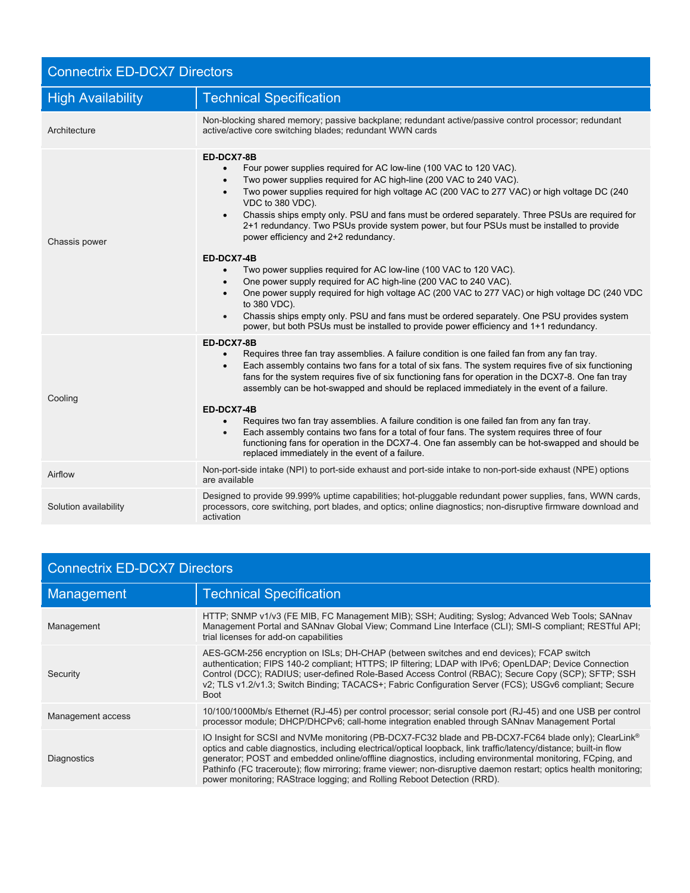## Connectrix ED-DCX7 Directors

| High Availability | Technical Specification |
| --- | --- |
| Architecture | Non-blocking shared memory; passive backplane; redundant active/passive control processor; redundant active/active core switching blades; redundant WWN cards |
| Chassis power | **ED-DCX7-8B**<br>• Four power supplies required for AC low-line (100 VAC to 120 VAC).<br>• Two power supplies required for AC high-line (200 VAC to 240 VAC).<br>• Two power supplies required for high voltage AC (200 VAC to 277 VAC) or high voltage DC (240 VDC to 380 VDC).<br>• Chassis ships empty only. PSU and fans must be ordered separately. Three PSUs are required for 2+1 redundancy. Two PSUs provide system power, but four PSUs must be installed to provide power efficiency and 2+2 redundancy.<br><br>**ED-DCX7-4B**<br>• Two power supplies required for AC low-line (100 VAC to 120 VAC).<br>• One power supply required for AC high-line (200 VAC to 240 VAC).<br>• One power supply required for high voltage AC (200 VAC to 277 VAC) or high voltage DC (240 VDC to 380 VDC).<br>• Chassis ships empty only. PSU and fans must be ordered separately. One PSU provides system power, but both PSUs must be installed to provide power efficiency and 1+1 redundancy. |
| Cooling | **ED-DCX7-8B**<br>• Requires three fan tray assemblies. A failure condition is one failed fan from any fan tray.<br>• Each assembly contains two fans for a total of six fans. The system requires five of six functioning fans for the system requires five of six functioning fans for operation in the DCX7-8. One fan tray assembly can be hot-swapped and should be replaced immediately in the event of a failure.<br><br>**ED-DCX7-4B**<br>• Requires two fan tray assemblies. A failure condition is one failed fan from any fan tray.<br>• Each assembly contains two fans for a total of four fans. The system requires three of four functioning fans for operation in the DCX7-4. One fan assembly can be hot-swapped and should be replaced immediately in the event of a failure. |
| Airflow | Non-port-side intake (NPI) to port-side exhaust and port-side intake to non-port-side exhaust (NPE) options are available |
| Solution availability | Designed to provide 99.999% uptime capabilities; hot-pluggable redundant power supplies, fans, WWN cards, processors, core switching, port blades, and optics; online diagnostics; non-disruptive firmware download and activation |

## Connectrix ED-DCX7 Directors

| Management | Technical Specification |
| --- | --- |
| Management | HTTP; SNMP v1/v3 (FE MIB, FC Management MIB); SSH; Auditing; Syslog; Advanced Web Tools; SANnav Management Portal and SANnav Global View; Command Line Interface (CLI); SMI-S compliant; RESTful API; trial licenses for add-on capabilities |
| Security | AES-GCM-256 encryption on ISLs; DH-CHAP (between switches and end devices); FCAP switch authentication; FIPS 140-2 compliant; HTTPS; IP filtering; LDAP with IPv6; OpenLDAP; Device Connection Control (DCC); RADIUS; user-defined Role-Based Access Control (RBAC); Secure Copy (SCP); SFTP; SSH v2; TLS v1.2/v1.3; Switch Binding; TACACS+; Fabric Configuration Server (FCS); USGv6 compliant; Secure Boot |
| Management access | 10/100/1000Mb/s Ethernet (RJ-45) per control processor; serial console port (RJ-45) and one USB per control processor module; DHCP/DHCPv6; call-home integration enabled through SANnav Management Portal |
| Diagnostics | IO Insight for SCSI and NVMe monitoring (PB-DCX7-FC32 blade and PB-DCX7-FC64 blade only); ClearLink® optics and cable diagnostics, including electrical/optical loopback, link traffic/latency/distance; built-in flow generator; POST and embedded online/offline diagnostics, including environmental monitoring, FCping, and Pathinfo (FC traceroute); flow mirroring; frame viewer; non-disruptive daemon restart; optics health monitoring; power monitoring; RAStrace logging; and Rolling Reboot Detection (RRD). |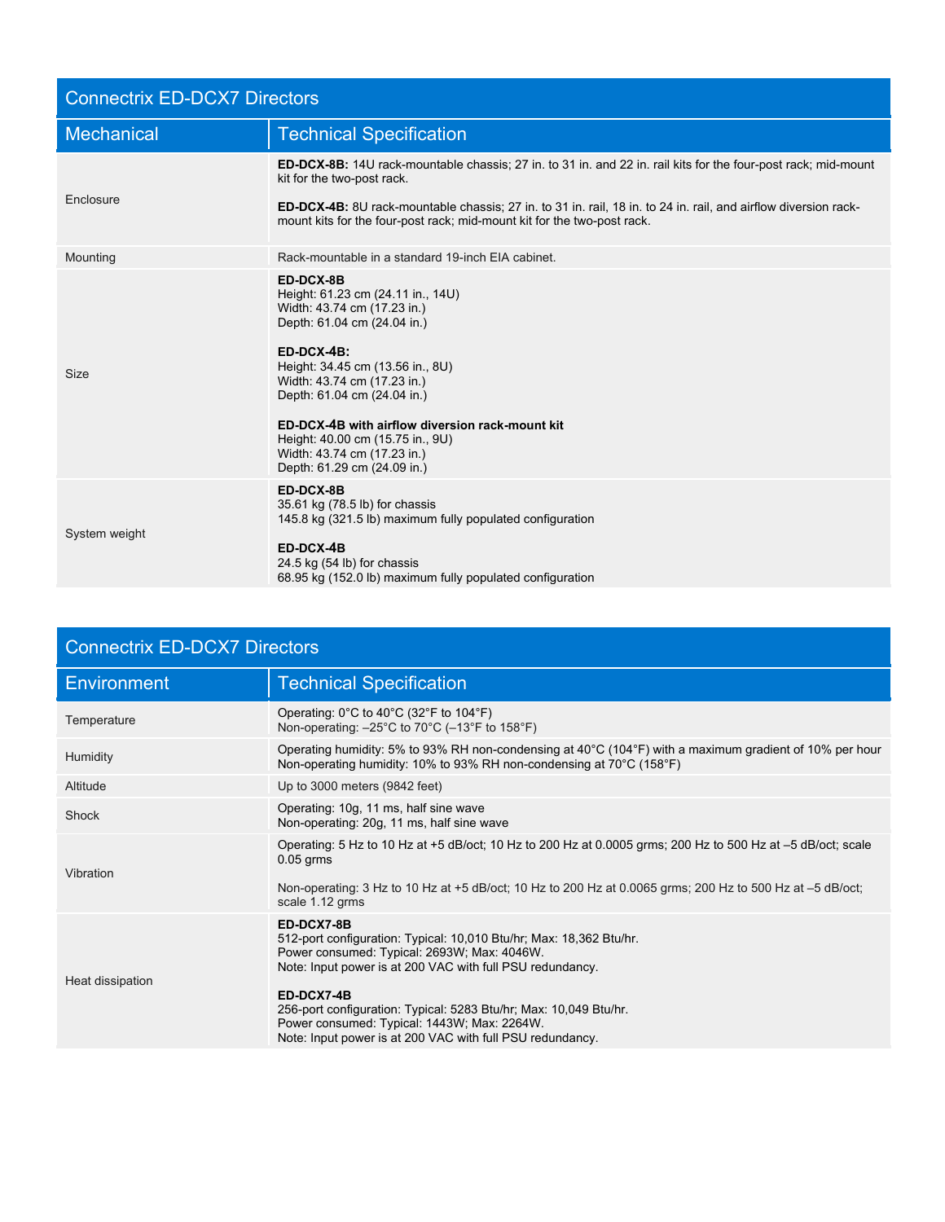## Connectrix ED-DCX7 Directors

| Mechanical | Technical Specification |
|---|---|
| Enclosure | **ED-DCX-8B:** 14U rack-mountable chassis; 27 in. to 31 in. and 22 in. rail kits for the four-post rack; mid-mount kit for the two-post rack.<br><br>**ED-DCX-4B:** 8U rack-mountable chassis; 27 in. to 31 in. rail, 18 in. to 24 in. rail, and airflow diversion rack-mount kits for the four-post rack; mid-mount kit for the two-post rack. |
| Mounting | Rack-mountable in a standard 19-inch EIA cabinet. |
| Size | **ED-DCX-8B**<br>Height: 61.23 cm (24.11 in., 14U)<br>Width: 43.74 cm (17.23 in.)<br>Depth: 61.04 cm (24.04 in.)<br><br>**ED-DCX-4B:**<br>Height: 34.45 cm (13.56 in., 8U)<br>Width: 43.74 cm (17.23 in.)<br>Depth: 61.04 cm (24.04 in.)<br><br>**ED-DCX-4B with airflow diversion rack-mount kit**<br>Height: 40.00 cm (15.75 in., 9U)<br>Width: 43.74 cm (17.23 in.)<br>Depth: 61.29 cm (24.09 in.) |
| System weight | **ED-DCX-8B**<br>35.61 kg (78.5 lb) for chassis<br>145.8 kg (321.5 lb) maximum fully populated configuration<br><br>**ED-DCX-4B**<br>24.5 kg (54 lb) for chassis<br>68.95 kg (152.0 lb) maximum fully populated configuration |

## Connectrix ED-DCX7 Directors

| Environment | Technical Specification |
|---|---|
| Temperature | Operating: 0°C to 40°C (32°F to 104°F)<br>Non-operating: –25°C to 70°C (–13°F to 158°F) |
| Humidity | Operating humidity: 5% to 93% RH non-condensing at 40°C (104°F) with a maximum gradient of 10% per hour<br>Non-operating humidity: 10% to 93% RH non-condensing at 70°C (158°F) |
| Altitude | Up to 3000 meters (9842 feet) |
| Shock | Operating: 10g, 11 ms, half sine wave<br>Non-operating: 20g, 11 ms, half sine wave |
| Vibration | Operating: 5 Hz to 10 Hz at +5 dB/oct; 10 Hz to 200 Hz at 0.0005 grms; 200 Hz to 500 Hz at –5 dB/oct; scale 0.05 grms<br><br>Non-operating: 3 Hz to 10 Hz at +5 dB/oct; 10 Hz to 200 Hz at 0.0065 grms; 200 Hz to 500 Hz at –5 dB/oct; scale 1.12 grms |
| Heat dissipation | **ED-DCX7-8B**<br>512-port configuration: Typical: 10,010 Btu/hr; Max: 18,362 Btu/hr.<br>Power consumed: Typical: 2693W; Max: 4046W.<br>Note: Input power is at 200 VAC with full PSU redundancy.<br><br>**ED-DCX7-4B**<br>256-port configuration: Typical: 5283 Btu/hr; Max: 10,049 Btu/hr.<br>Power consumed: Typical: 1443W; Max: 2264W.<br>Note: Input power is at 200 VAC with full PSU redundancy. |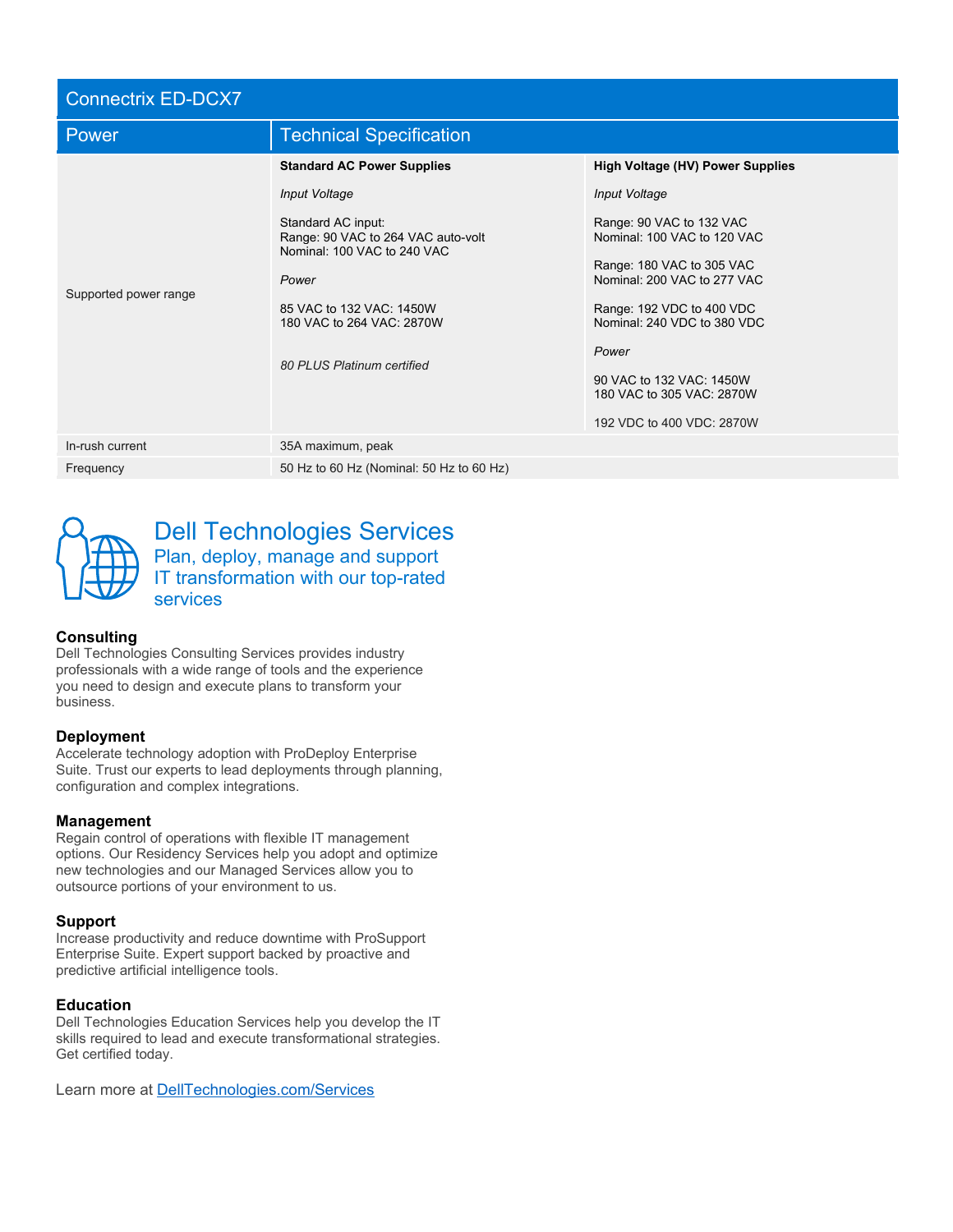| Connectrix ED-DCX7 | | |
|---|---|---|
| **Power** | **Technical Specification** | |
| Supported power range | **Standard AC Power Supplies**<br><br>*Input Voltage*<br><br>Standard AC input:<br>Range: 90 VAC to 264 VAC auto-volt<br>Nominal: 100 VAC to 240 VAC<br><br>*Power*<br><br>85 VAC to 132 VAC: 1450W<br>180 VAC to 264 VAC: 2870W<br><br>*80 PLUS Platinum certified* | **High Voltage (HV) Power Supplies**<br><br>*Input Voltage*<br><br>Range: 90 VAC to 132 VAC<br>Nominal: 100 VAC to 120 VAC<br><br>Range: 180 VAC to 305 VAC<br>Nominal: 200 VAC to 277 VAC<br><br>Range: 192 VDC to 400 VDC<br>Nominal: 240 VDC to 380 VDC<br><br>*Power*<br><br>90 VAC to 132 VAC: 1450W<br>180 VAC to 305 VAC: 2870W<br><br>192 VDC to 400 VDC: 2870W |
| In-rush current | 35A maximum, peak | |
| Frequency | 50 Hz to 60 Hz (Nominal: 50 Hz to 60 Hz) | |

## Dell Technologies Services

Plan, deploy, manage and support IT transformation with our top-rated services

### Consulting

Dell Technologies Consulting Services provides industry professionals with a wide range of tools and the experience you need to design and execute plans to transform your business.

### Deployment

Accelerate technology adoption with ProDeploy Enterprise Suite. Trust our experts to lead deployments through planning, configuration and complex integrations.

### Management

Regain control of operations with flexible IT management options. Our Residency Services help you adopt and optimize new technologies and our Managed Services allow you to outsource portions of your environment to us.

### Support

Increase productivity and reduce downtime with ProSupport Enterprise Suite. Expert support backed by proactive and predictive artificial intelligence tools.

### Education

Dell Technologies Education Services help you develop the IT skills required to lead and execute transformational strategies. Get certified today.

Learn more at [DellTechnologies.com/Services](DellTechnologies.com/Services)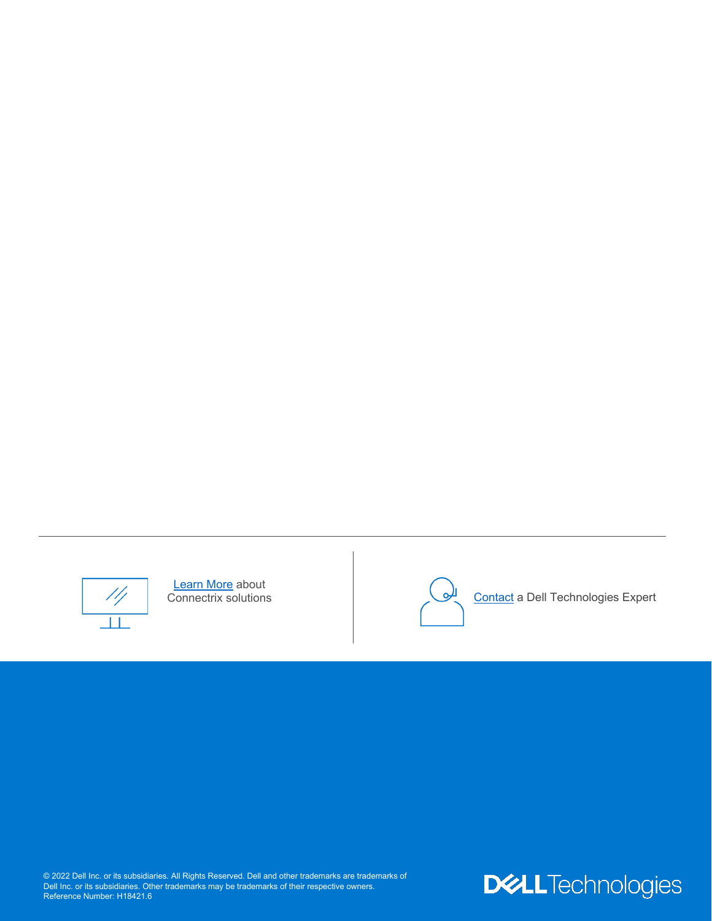Learn More about Connectrix solutions

Contact a Dell Technologies Expert

© 2022 Dell Inc. or its subsidiaries. All Rights Reserved. Dell and other trademarks are trademarks of Dell Inc. or its subsidiaries. Other trademarks may be trademarks of their respective owners.
Reference Number: H18421.6

DELL Technologies